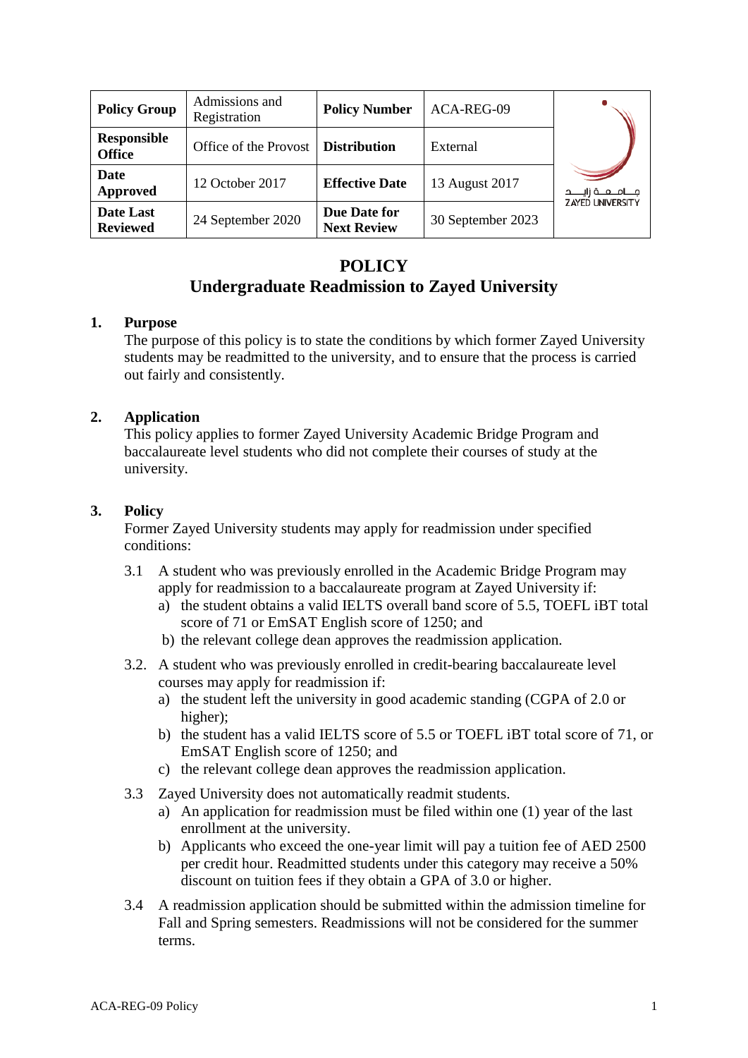| Policy Group | Admissions and Registration | Policy Number | ACA-REG-09 | جـامـعـة زايـد ZAYED UNIVERSITY |
|---|---|---|---|---|
| Responsible Office | Office of the Provost | Distribution | External | |
| Date Approved | 12 October 2017 | Effective Date | 13 August 2017 | |
| Date Last Reviewed | 24 September 2020 | Due Date for Next Review | 30 September 2023 | |

# POLICY
# Undergraduate Readmission to Zayed University

## 1. Purpose

The purpose of this policy is to state the conditions by which former Zayed University students may be readmitted to the university, and to ensure that the process is carried out fairly and consistently.

## 2. Application

This policy applies to former Zayed University Academic Bridge Program and baccalaureate level students who did not complete their courses of study at the university.

## 3. Policy

Former Zayed University students may apply for readmission under specified conditions:

3.1 A student who was previously enrolled in the Academic Bridge Program may apply for readmission to a baccalaureate program at Zayed University if:
   - a) the student obtains a valid IELTS overall band score of 5.5, TOEFL iBT total score of 71 or EmSAT English score of 1250; and
   - b) the relevant college dean approves the readmission application.

3.2. A student who was previously enrolled in credit-bearing baccalaureate level courses may apply for readmission if:
   - a) the student left the university in good academic standing (CGPA of 2.0 or higher);
   - b) the student has a valid IELTS score of 5.5 or TOEFL iBT total score of 71, or EmSAT English score of 1250; and
   - c) the relevant college dean approves the readmission application.

3.3 Zayed University does not automatically readmit students.
   - a) An application for readmission must be filed within one (1) year of the last enrollment at the university.
   - b) Applicants who exceed the one-year limit will pay a tuition fee of AED 2500 per credit hour. Readmitted students under this category may receive a 50% discount on tuition fees if they obtain a GPA of 3.0 or higher.

3.4 A readmission application should be submitted within the admission timeline for Fall and Spring semesters. Readmissions will not be considered for the summer terms.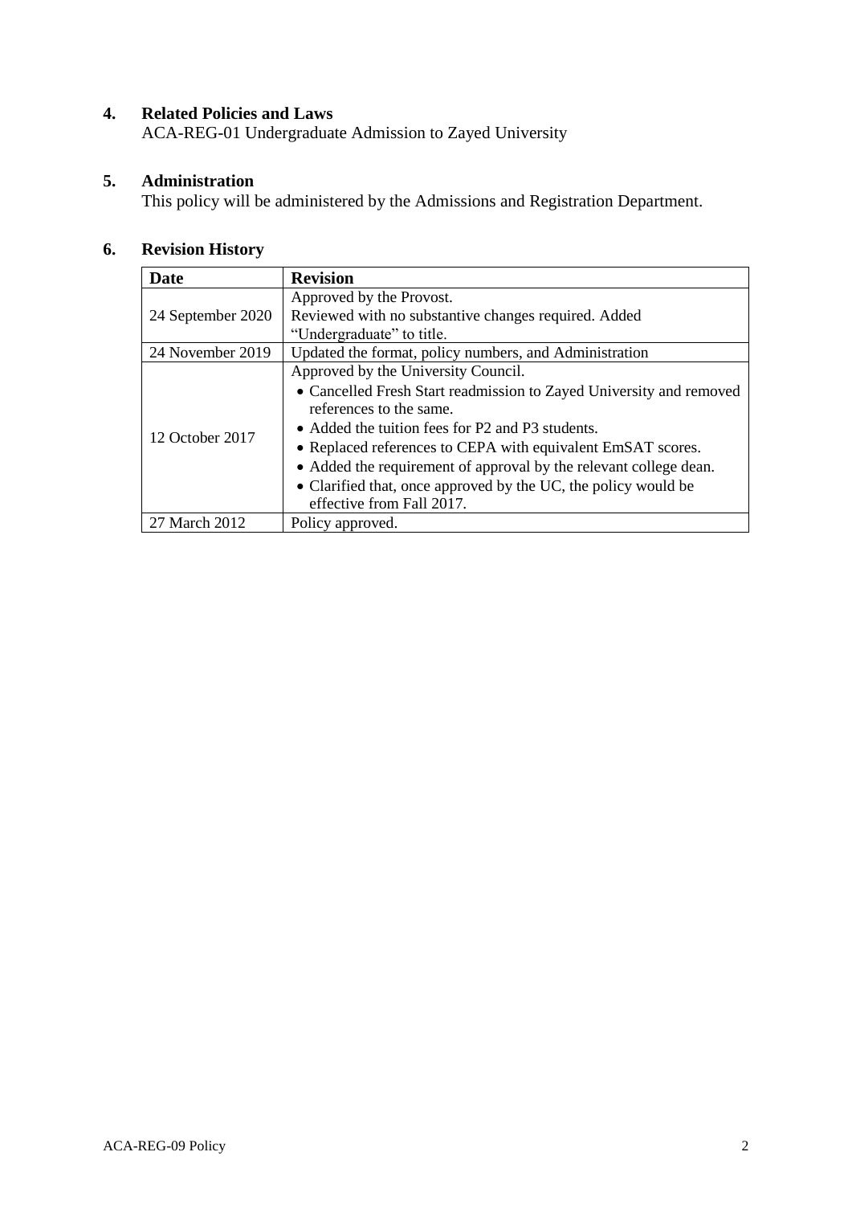## 4. Related Policies and Laws

ACA-REG-01 Undergraduate Admission to Zayed University

## 5. Administration

This policy will be administered by the Admissions and Registration Department.

## 6. Revision History

| Date | Revision |
|---|---|
| 24 September 2020 | Approved by the Provost.<br>Reviewed with no substantive changes required. Added "Undergraduate" to title. |
| 24 November 2019 | Updated the format, policy numbers, and Administration |
| 12 October 2017 | Approved by the University Council.<br>• Cancelled Fresh Start readmission to Zayed University and removed references to the same.<br>• Added the tuition fees for P2 and P3 students.<br>• Replaced references to CEPA with equivalent EmSAT scores.<br>• Added the requirement of approval by the relevant college dean.<br>• Clarified that, once approved by the UC, the policy would be effective from Fall 2017. |
| 27 March 2012 | Policy approved. |